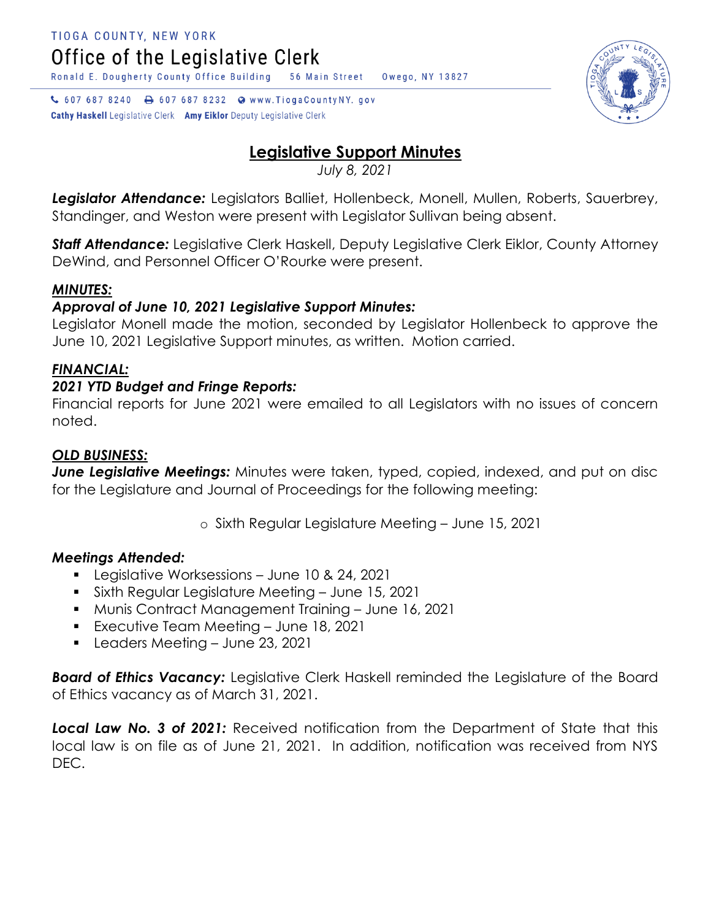TIOGA COUNTY, NEW YORK

Office of the Legislative Clerk

Ronald E. Dougherty County Office Building 56 Main Street Owego, NY 13827

607 687 8240 607 687 8232 www.TiogaCountyNY.gov

**Cathy Haskell** Legislative Clerk **Amy Eiklor** Deputy Legislative Clerk

# Legislative Support Minutes

*July 8, 2021*

***Legislator Attendance:*** Legislators Balliet, Hollenbeck, Monell, Mullen, Roberts, Sauerbrey, Standinger, and Weston were present with Legislator Sullivan being absent.

***Staff Attendance:*** Legislative Clerk Haskell, Deputy Legislative Clerk Eiklor, County Attorney DeWind, and Personnel Officer O'Rourke were present.

***MINUTES:***

***Approval of June 10, 2021 Legislative Support Minutes:***
Legislator Monell made the motion, seconded by Legislator Hollenbeck to approve the June 10, 2021 Legislative Support minutes, as written. Motion carried.

***FINANCIAL:***

***2021 YTD Budget and Fringe Reports:***
Financial reports for June 2021 were emailed to all Legislators with no issues of concern noted.

***OLD BUSINESS:***

***June Legislative Meetings:*** Minutes were taken, typed, copied, indexed, and put on disc for the Legislature and Journal of Proceedings for the following meeting:

- Sixth Regular Legislature Meeting – June 15, 2021

***Meetings Attended:***

- Legislative Worksessions – June 10 & 24, 2021
- Sixth Regular Legislature Meeting – June 15, 2021
- Munis Contract Management Training – June 16, 2021
- Executive Team Meeting – June 18, 2021
- Leaders Meeting – June 23, 2021

***Board of Ethics Vacancy:*** Legislative Clerk Haskell reminded the Legislature of the Board of Ethics vacancy as of March 31, 2021.

***Local Law No. 3 of 2021:*** Received notification from the Department of State that this local law is on file as of June 21, 2021. In addition, notification was received from NYS DEC.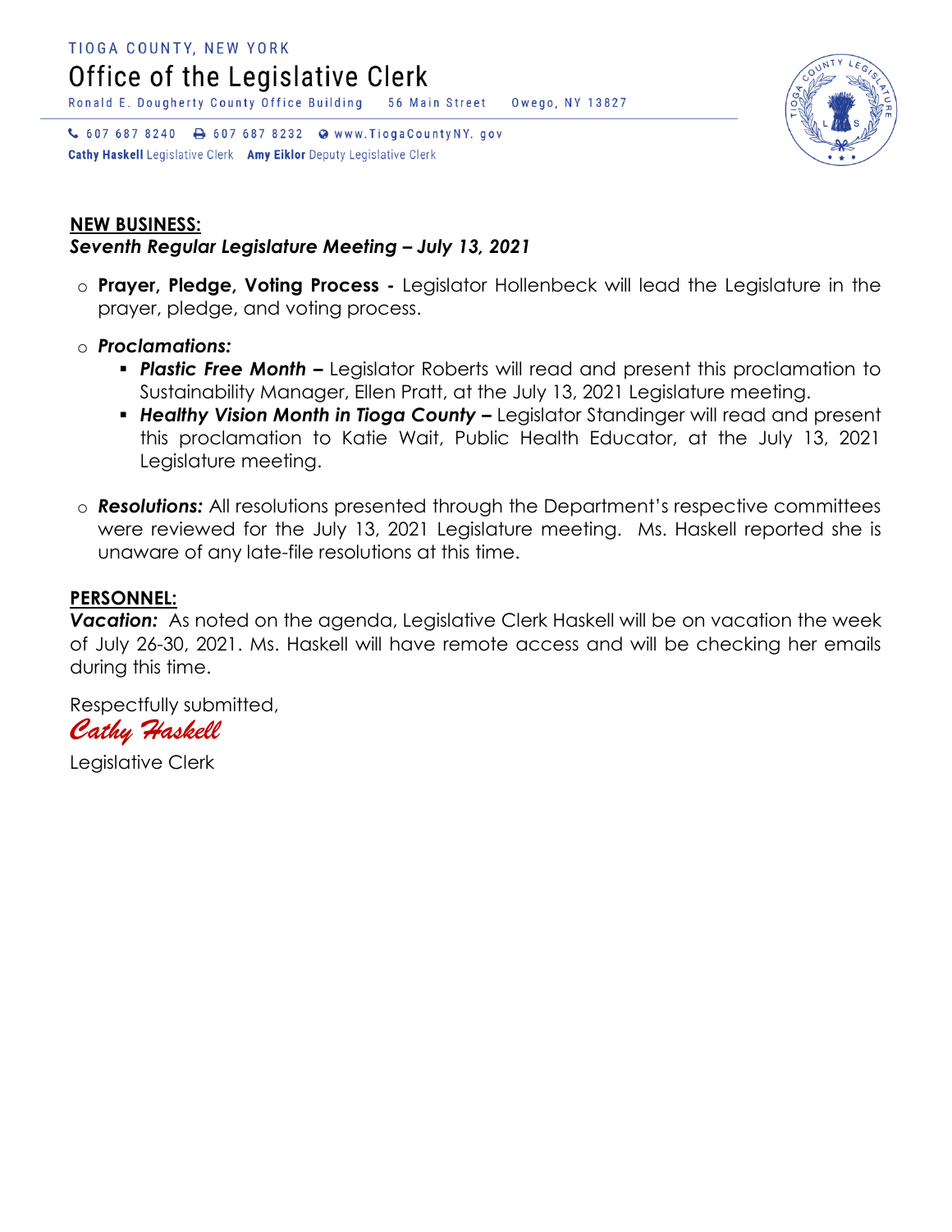TIOGA COUNTY, NEW YORK

Office of the Legislative Clerk

Ronald E. Dougherty County Office Building 56 Main Street Owego, NY 13827

607 687 8240 607 687 8232 www.TiogaCountyNY.gov

**Cathy Haskell** Legislative Clerk **Amy Eiklor** Deputy Legislative Clerk

**NEW BUSINESS:**

***Seventh Regular Legislature Meeting – July 13, 2021***

- **Prayer, Pledge, Voting Process -** Legislator Hollenbeck will lead the Legislature in the prayer, pledge, and voting process.
- ***Proclamations:***
  - ***Plastic Free Month –*** Legislator Roberts will read and present this proclamation to Sustainability Manager, Ellen Pratt, at the July 13, 2021 Legislature meeting.
  - ***Healthy Vision Month in Tioga County –*** Legislator Standinger will read and present this proclamation to Katie Wait, Public Health Educator, at the July 13, 2021 Legislature meeting.
- ***Resolutions:*** All resolutions presented through the Department's respective committees were reviewed for the July 13, 2021 Legislature meeting. Ms. Haskell reported she is unaware of any late-file resolutions at this time.

**PERSONNEL:**

***Vacation:*** As noted on the agenda, Legislative Clerk Haskell will be on vacation the week of July 26-30, 2021. Ms. Haskell will have remote access and will be checking her emails during this time.

Respectfully submitted,

*Cathy Haskell*

Legislative Clerk